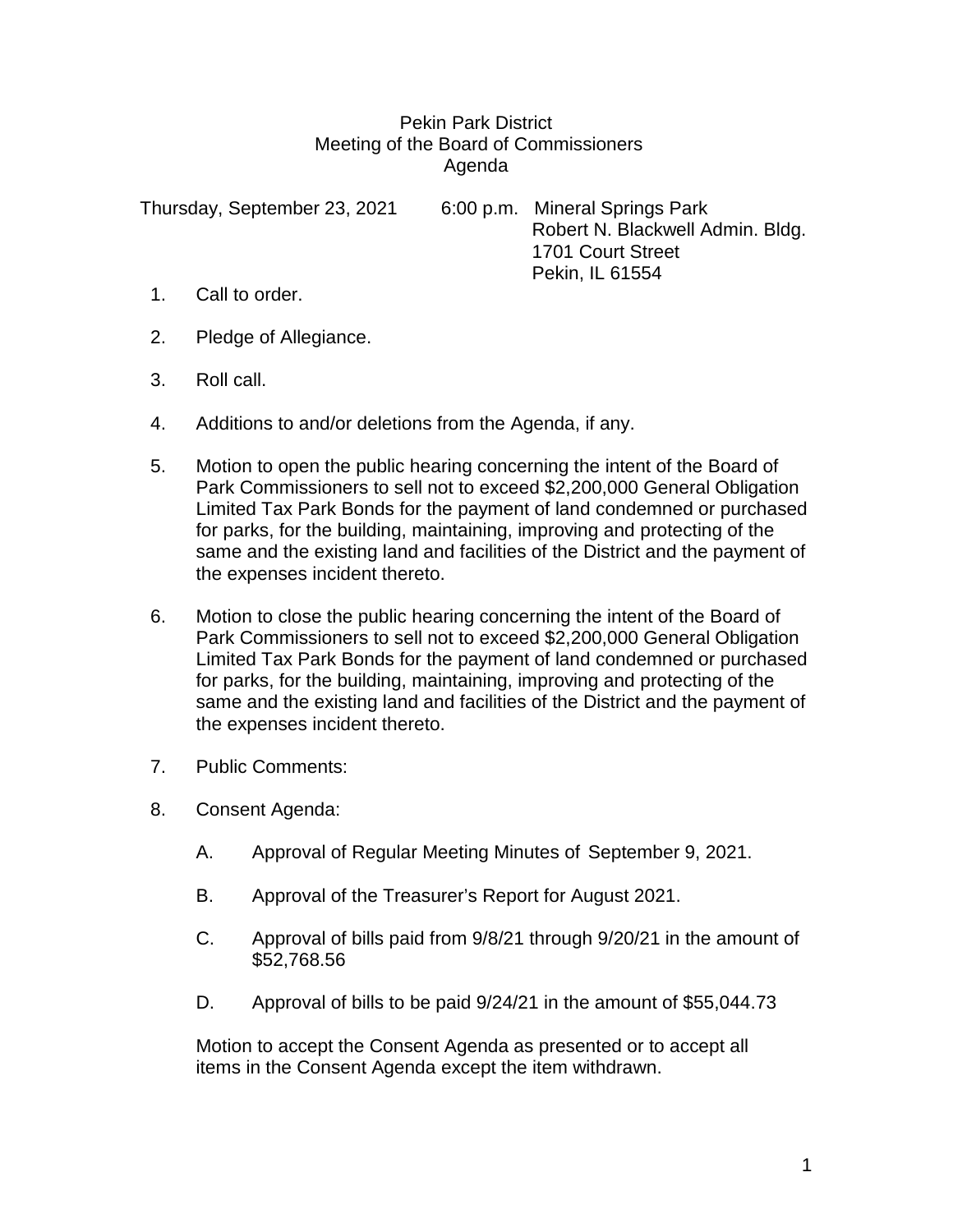# Pekin Park District
## Meeting of the Board of Commissioners
## Agenda

Thursday, September 23, 2021 6:00 p.m. Mineral Springs Park
Robert N. Blackwell Admin. Bldg.
1701 Court Street
Pekin, IL 61554

1. Call to order.

2. Pledge of Allegiance.

3. Roll call.

4. Additions to and/or deletions from the Agenda, if any.

5. Motion to open the public hearing concerning the intent of the Board of Park Commissioners to sell not to exceed $2,200,000 General Obligation Limited Tax Park Bonds for the payment of land condemned or purchased for parks, for the building, maintaining, improving and protecting of the same and the existing land and facilities of the District and the payment of the expenses incident thereto.

6. Motion to close the public hearing concerning the intent of the Board of Park Commissioners to sell not to exceed $2,200,000 General Obligation Limited Tax Park Bonds for the payment of land condemned or purchased for parks, for the building, maintaining, improving and protecting of the same and the existing land and facilities of the District and the payment of the expenses incident thereto.

7. Public Comments:

8. Consent Agenda:

   A. Approval of Regular Meeting Minutes of September 9, 2021.

   B. Approval of the Treasurer's Report for August 2021.

   C. Approval of bills paid from 9/8/21 through 9/20/21 in the amount of $52,768.56

   D. Approval of bills to be paid 9/24/21 in the amount of $55,044.73

   Motion to accept the Consent Agenda as presented or to accept all items in the Consent Agenda except the item withdrawn.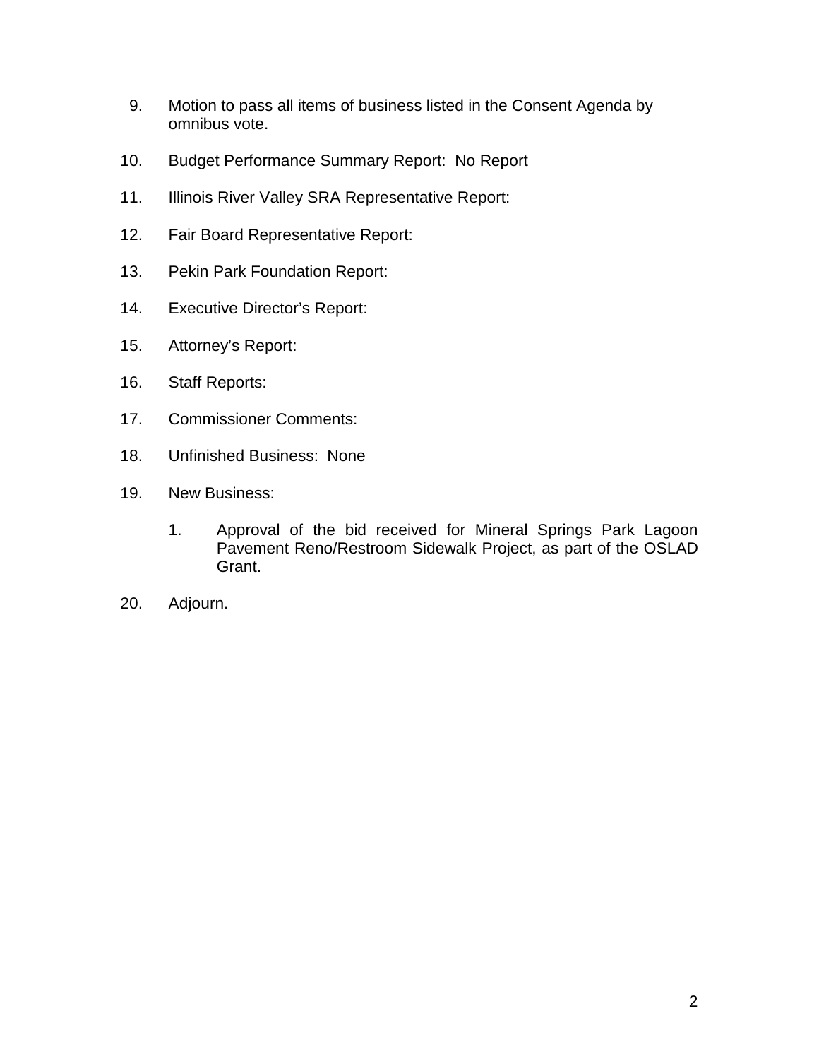9. Motion to pass all items of business listed in the Consent Agenda by omnibus vote.

10. Budget Performance Summary Report: No Report

11. Illinois River Valley SRA Representative Report:

12. Fair Board Representative Report:

13. Pekin Park Foundation Report:

14. Executive Director's Report:

15. Attorney's Report:

16. Staff Reports:

17. Commissioner Comments:

18. Unfinished Business: None

19. New Business:

    1. Approval of the bid received for Mineral Springs Park Lagoon Pavement Reno/Restroom Sidewalk Project, as part of the OSLAD Grant.

20. Adjourn.